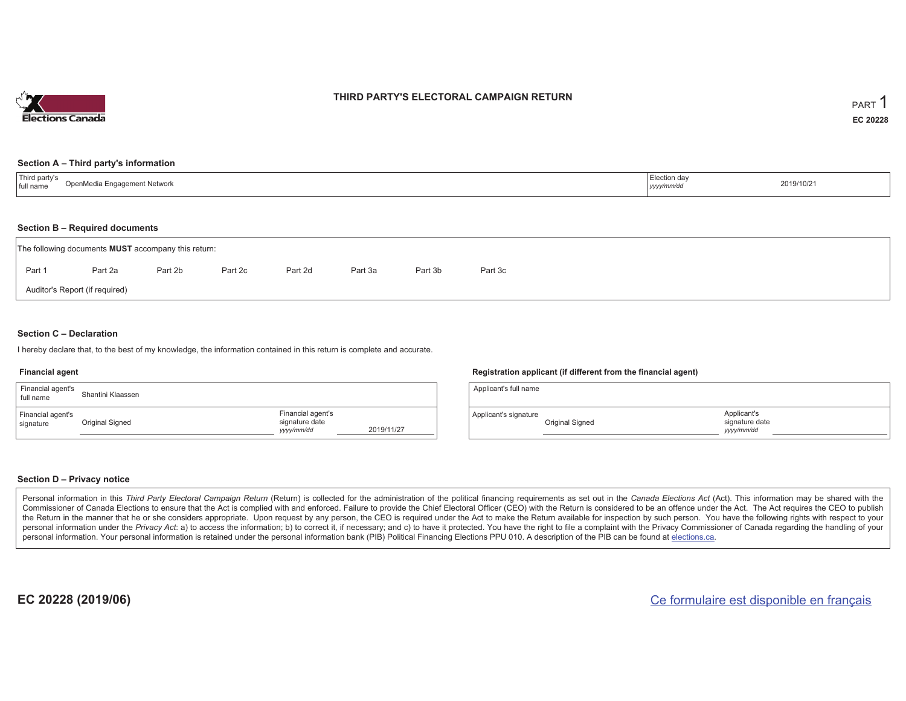# THIRD PARTY'S ELECTORAL CAMPAIGN RETURN

PART 1

**EC 20228**

## Section A – Third party's information

| Third party's full name | OpenMedia Engagement Network | Election day *yyyy/mm/dd* | 2019/10/21 |
|---|---|---|---|

## Section B – Required documents

The following documents **MUST** accompany this return:

Part 1 Part 2a Part 2b Part 2c Part 2d Part 3a Part 3b Part 3c

Auditor's Report (if required)

## Section C – Declaration

I hereby declare that, to the best of my knowledge, the information contained in this return is complete and accurate.

### Financial agent

| Financial agent's full name | Shantini Klaassen | | |
|---|---|---|---|
| Financial agent's signature | Original Signed | Financial agent's signature date *yyyy/mm/dd* | 2019/11/27 |

### Registration applicant (if different from the financial agent)

| Applicant's full name | | | |
|---|---|---|---|
| Applicant's signature | Original Signed | Applicant's signature date *yyyy/mm/dd* | |

## Section D – Privacy notice

Personal information in this *Third Party Electoral Campaign Return* (Return) is collected for the administration of the political financing requirements as set out in the *Canada Elections Act* (Act). This information may be shared with the Commissioner of Canada Elections to ensure that the Act is complied with and enforced. Failure to provide the Chief Electoral Officer (CEO) with the Return is considered to be an offence under the Act. The Act requires the CEO to publish the Return in the manner that he or she considers appropriate. Upon request by any person, the CEO is required under the Act to make the Return available for inspection by such person. You have the following rights with respect to your personal information under the *Privacy Act*: a) to access the information; b) to correct it, if necessary; and c) to have it protected. You have the right to file a complaint with the Privacy Commissioner of Canada regarding the handling of your personal information. Your personal information is retained under the personal information bank (PIB) Political Financing Elections PPU 010. A description of the PIB can be found at elections.ca.

**EC 20228 (2019/06)**

Ce formulaire est disponible en français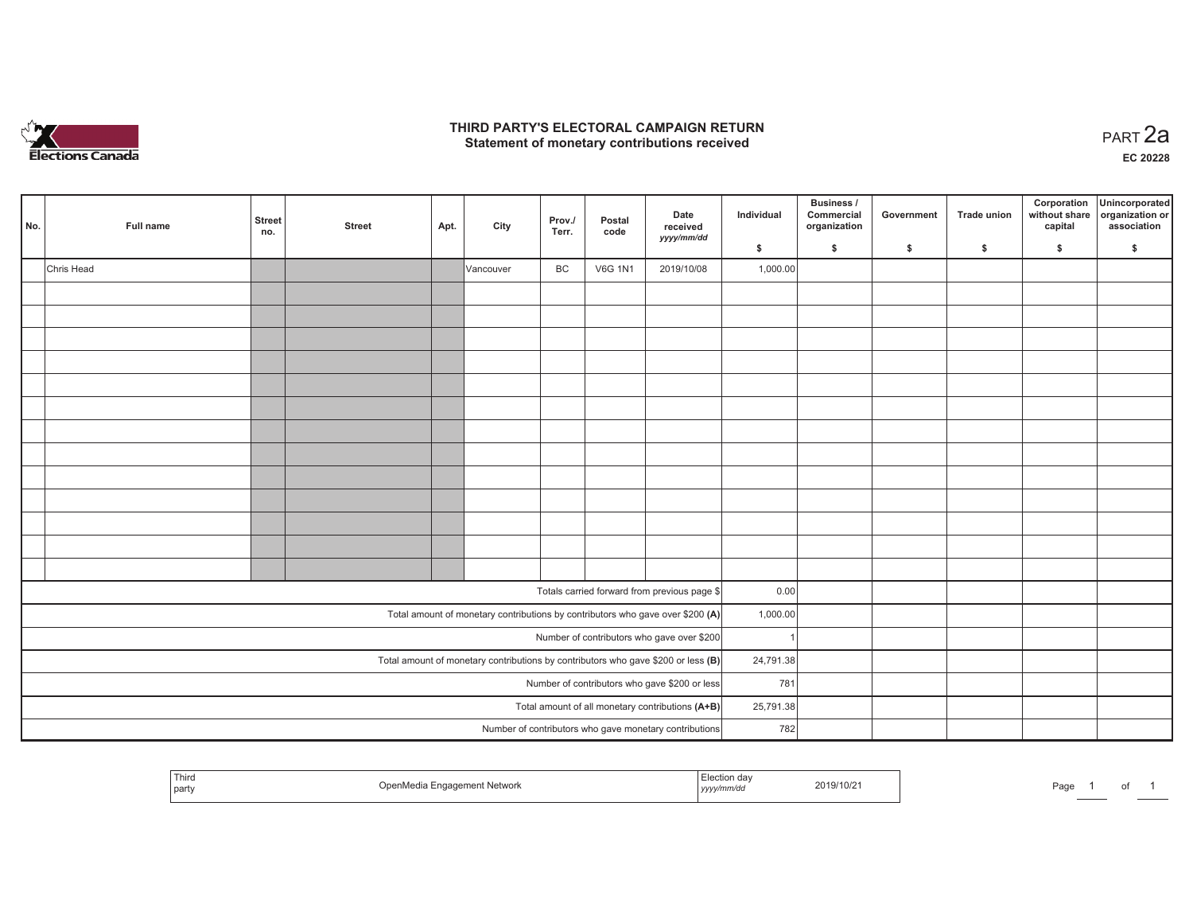# THIRD PARTY'S ELECTORAL CAMPAIGN RETURN
## Statement of monetary contributions received

PART 2a

EC 20228

| No. | Full name | Street no. | Street | Apt. | City | Prov./ Terr. | Postal code | Date received yyyy/mm/dd | Individual $ | Business / Commercial organization $ | Government $ | Trade union $ | Corporation without share capital $ | Unincorporated organization or association $ |
|---|---|---|---|---|---|---|---|---|---|---|---|---|---|---|
| | Chris Head | | | | Vancouver | BC | V6G 1N1 | 2019/10/08 | 1,000.00 | | | | | |
| | | | | | | | | | | | | | | |
| | | | | | | | | | | | | | | |
| | | | | | | | | | | | | | | |
| | | | | | | | | | | | | | | |
| | | | | | | | | | | | | | | |
| | | | | | | | | | | | | | | |
| | | | | | | | | | | | | | | |
| | | | | | | | | | | | | | | |
| | | | | | | | | | | | | | | |
| | | | | | | | | | | | | | | |
| | | | | | | | | | | | | | | |
| | | | | | | | | | | | | | | |
| | | | | | | | | | | | | | | |
| Totals carried forward from previous page $ | | | | | | | | | 0.00 | | | | | |
| Total amount of monetary contributions by contributors who gave over $200 (A) | | | | | | | | | 1,000.00 | | | | | |
| Number of contributors who gave over $200 | | | | | | | | | 1 | | | | | |
| Total amount of monetary contributions by contributors who gave $200 or less (B) | | | | | | | | | 24,791.38 | | | | | |
| Number of contributors who gave $200 or less | | | | | | | | | 781 | | | | | |
| Total amount of all monetary contributions (A+B) | | | | | | | | | 25,791.38 | | | | | |
| Number of contributors who gave monetary contributions | | | | | | | | | 782 | | | | | |

| Third party | OpenMedia Engagement Network | Election day yyyy/mm/dd | 2019/10/21 |
|---|---|---|---|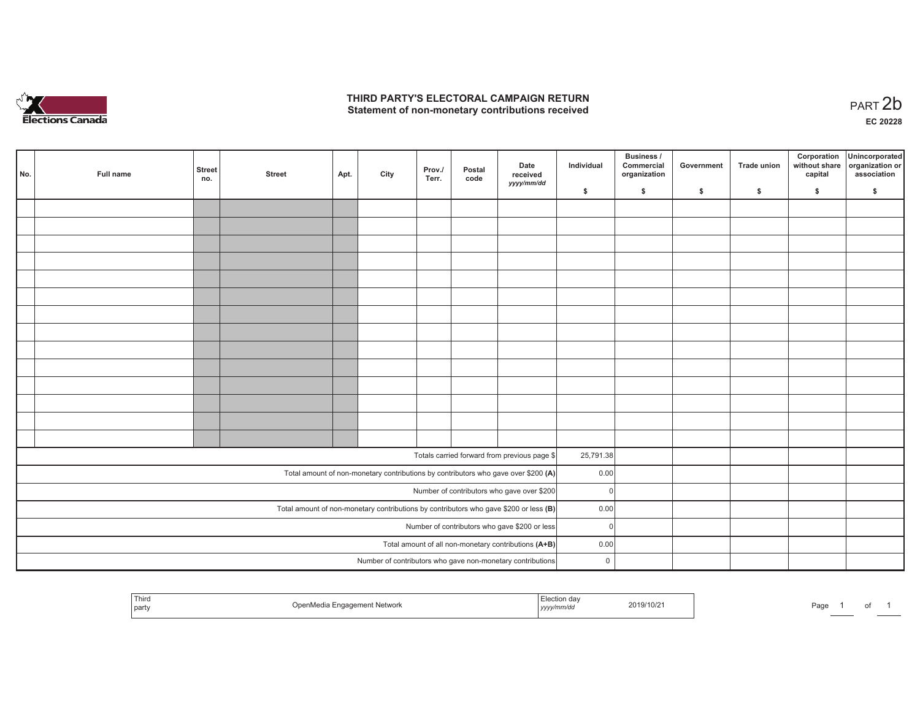# THIRD PARTY'S ELECTORAL CAMPAIGN RETURN
## Statement of non-monetary contributions received

PART 2b

**EC 20228**

| No. | Full name | Street no. | Street | Apt. | City | Prov./ Terr. | Postal code | Date received *yyyy/mm/dd* | Individual $ | Business / Commercial organization $ | Government $ | Trade union $ | Corporation without share capital $ | Unincorporated organization or association $ |
|---|---|---|---|---|---|---|---|---|---|---|---|---|---|---|
| | | | | | | | | | | | | | | |
| | | | | | | | | | | | | | | |
| | | | | | | | | | | | | | | |
| | | | | | | | | | | | | | | |
| | | | | | | | | | | | | | | |
| | | | | | | | | | | | | | | |
| | | | | | | | | | | | | | | |
| | | | | | | | | | | | | | | |
| | | | | | | | | | | | | | | |
| | | | | | | | | | | | | | | |
| | | | | | | | | | | | | | | |
| | | | | | | | | | | | | | | |
| | | | | | | | | | | | | | | |
| | | | | | | | | | | | | | | |
| Totals carried forward from previous page $ | | | | | | | | | 25,791.38 | | | | | |
| Total amount of non-monetary contributions by contributors who gave over $200 **(A)** | | | | | | | | | 0.00 | | | | | |
| Number of contributors who gave over $200 | | | | | | | | | 0 | | | | | |
| Total amount of non-monetary contributions by contributors who gave $200 or less **(B)** | | | | | | | | | 0.00 | | | | | |
| Number of contributors who gave $200 or less | | | | | | | | | 0 | | | | | |
| Total amount of all non-monetary contributions **(A+B)** | | | | | | | | | 0.00 | | | | | |
| Number of contributors who gave non-monetary contributions | | | | | | | | | 0 | | | | | |

| Third party | OpenMedia Engagement Network | Election day *yyyy/mm/dd* | 2019/10/21 |
|---|---|---|---|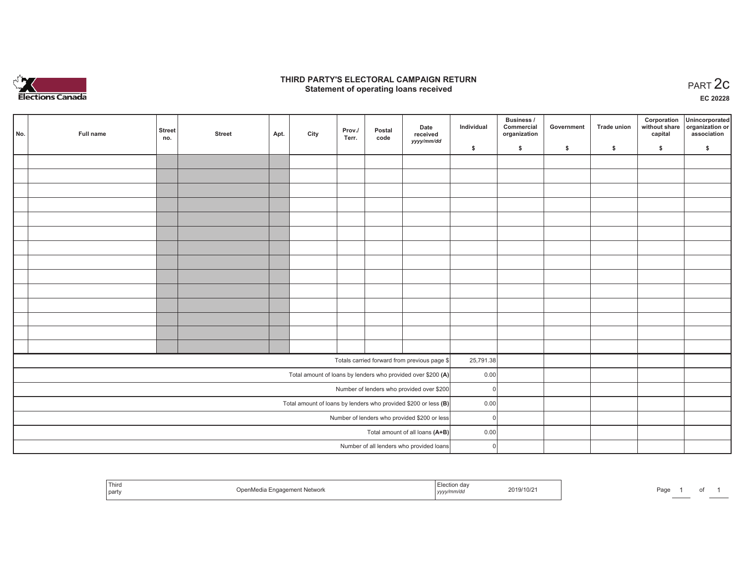# THIRD PARTY'S ELECTORAL CAMPAIGN RETURN
## Statement of operating loans received

PART 2c

EC 20228

| No. | Full name | Street no. | Street | Apt. | City | Prov./ Terr. | Postal code | Date received yyyy/mm/dd | Individual $ | Business / Commercial organization $ | Government $ | Trade union $ | Corporation without share capital $ | Unincorporated organization or association $ |
|---|---|---|---|---|---|---|---|---|---|---|---|---|---|---|
| | | | | | | | | | | | | | | |
| | | | | | | | | | | | | | | |
| | | | | | | | | | | | | | | |
| | | | | | | | | | | | | | | |
| | | | | | | | | | | | | | | |
| | | | | | | | | | | | | | | |
| | | | | | | | | | | | | | | |
| | | | | | | | | | | | | | | |
| | | | | | | | | | | | | | | |
| | | | | | | | | | | | | | | |
| | | | | | | | | | | | | | | |
| | | | | | | | | | | | | | | |
| | | | | | | | | | | | | | | |
| | | | | | | | | | | | | | | |
| Totals carried forward from previous page $ | | | | | | | | | 25,791.38 | | | | | |
| Total amount of loans by lenders who provided over $200 **(A)** | | | | | | | | | 0.00 | | | | | |
| Number of lenders who provided over $200 | | | | | | | | | 0 | | | | | |
| Total amount of loans by lenders who provided $200 or less **(B)** | | | | | | | | | 0.00 | | | | | |
| Number of lenders who provided $200 or less | | | | | | | | | 0 | | | | | |
| Total amount of all loans **(A+B)** | | | | | | | | | 0.00 | | | | | |
| Number of all lenders who provided loans | | | | | | | | | 0 | | | | | |

| Third party | OpenMedia Engagement Network | Election day yyyy/mm/dd | 2019/10/21 |
|---|---|---|---|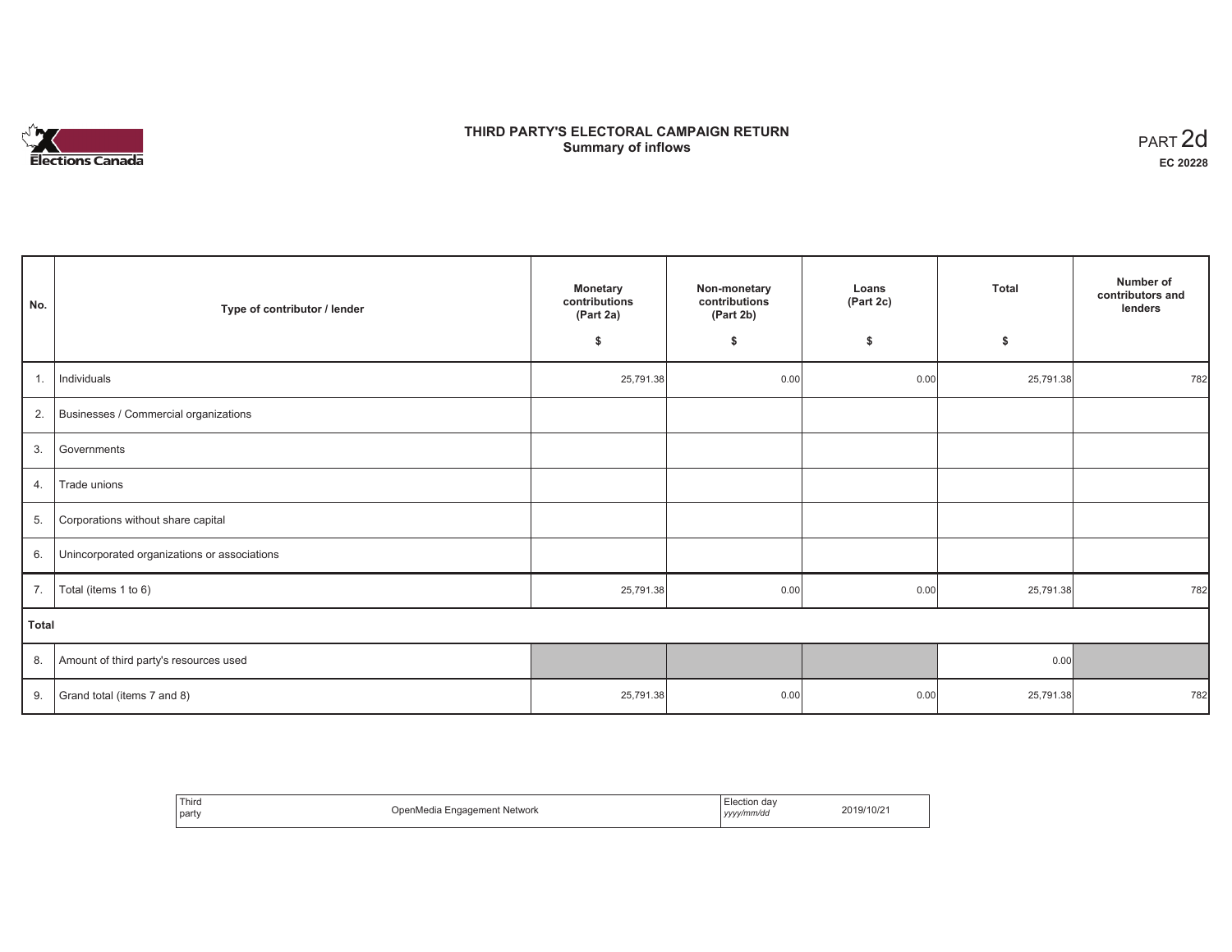Elections Canada

# THIRD PARTY'S ELECTORAL CAMPAIGN RETURN
## Summary of inflows

PART 2d

**EC 20228**

| No. | Type of contributor / lender | Monetary contributions (Part 2a) $ | Non-monetary contributions (Part 2b) $ | Loans (Part 2c) $ | Total $ | Number of contributors and lenders |
|---|---|---|---|---|---|---|
| 1. | Individuals | 25,791.38 | 0.00 | 0.00 | 25,791.38 | 782 |
| 2. | Businesses / Commercial organizations | | | | | |
| 3. | Governments | | | | | |
| 4. | Trade unions | | | | | |
| 5. | Corporations without share capital | | | | | |
| 6. | Unincorporated organizations or associations | | | | | |
| 7. | Total (items 1 to 6) | 25,791.38 | 0.00 | 0.00 | 25,791.38 | 782 |
| **Total** | | | | | | |
| 8. | Amount of third party's resources used | | | | 0.00 | |
| 9. | Grand total (items 7 and 8) | 25,791.38 | 0.00 | 0.00 | 25,791.38 | 782 |

| Third party | OpenMedia Engagement Network | Election day *yyyy/mm/dd* | 2019/10/21 |
|---|---|---|---|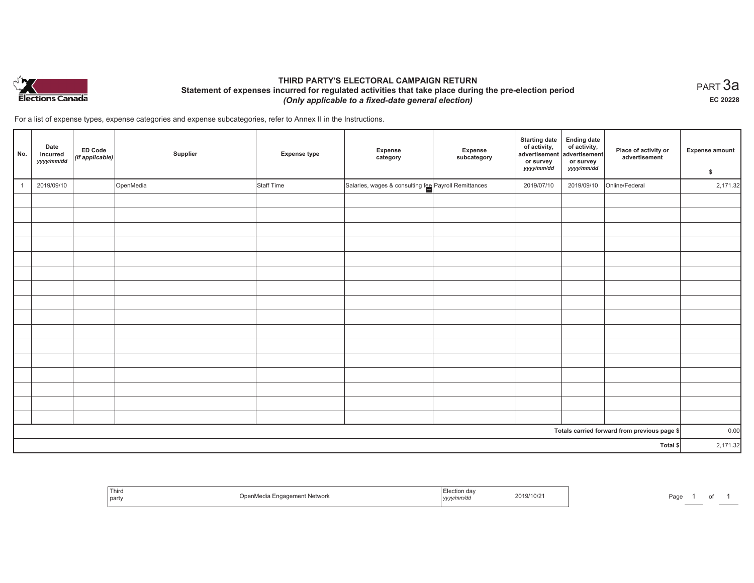# THIRD PARTY'S ELECTORAL CAMPAIGN RETURN

## Statement of expenses incurred for regulated activities that take place during the pre-election period

### *(Only applicable to a fixed-date general election)*

PART 3a

**EC 20228**

For a list of expense types, expense categories and expense subcategories, refer to Annex II in the Instructions.

| No. | Date incurred *yyyy/mm/dd* | ED Code *(if applicable)* | Supplier | Expense type | Expense category | Expense subcategory | Starting date of activity, advertisement or survey *yyyy/mm/dd* | Ending date of activity, advertisement or survey *yyyy/mm/dd* | Place of activity or advertisement | Expense amount $ |
|---|---|---|---|---|---|---|---|---|---|---|
| 1 | 2019/09/10 | | OpenMedia | Staff Time | Salaries, wages & consulting fee | Payroll Remittances | 2019/07/10 | 2019/09/10 | Online/Federal | 2,171.32 |
| | | | | | | | | | | |
| | | | | | | | | | | |
| | | | | | | | | | | |
| | | | | | | | | | | |
| | | | | | | | | | | |
| | | | | | | | | | | |
| | | | | | | | | | | |
| | | | | | | | | | | |
| | | | | | | | | | | |
| | | | | | | | | | | |
| | | | | | | | | | | |
| | | | | | | | | | | |
| | | | | | | | | | | |
| | | | | | | | | | | |
| | | | | | | | | | | |
| | | | | | | | | | | |
| | | | | | | | | | Totals carried forward from previous page $ | 0.00 |
| | | | | | | | | | Total $ | 2,171.32 |

| Third party | OpenMedia Engagement Network | Election day *yyyy/mm/dd* | 2019/10/21 |
|---|---|---|---|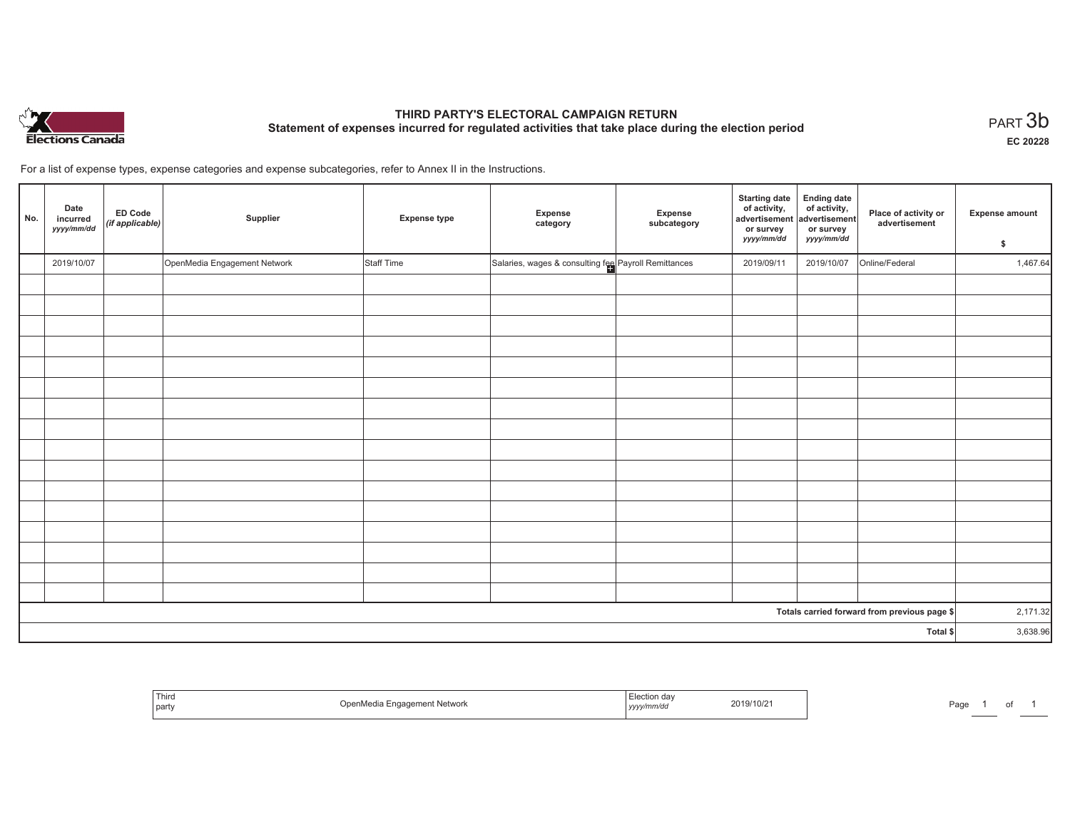# THIRD PARTY'S ELECTORAL CAMPAIGN RETURN

## Statement of expenses incurred for regulated activities that take place during the election period

PART 3b

EC 20228

For a list of expense types, expense categories and expense subcategories, refer to Annex II in the Instructions.

| No. | Date incurred *yyyy/mm/dd* | ED Code *(if applicable)* | Supplier | Expense type | Expense category | Expense subcategory | Starting date of activity, advertisement or survey *yyyy/mm/dd* | Ending date of activity, advertisement or survey *yyyy/mm/dd* | Place of activity or advertisement | Expense amount $ |
|---|---|---|---|---|---|---|---|---|---|---|
| | 2019/10/07 | | OpenMedia Engagement Network | Staff Time | Salaries, wages & consulting fee | Payroll Remittances | 2019/09/11 | 2019/10/07 | Online/Federal | 1,467.64 |
| | | | | | | | | | | |
| | | | | | | | | | | |
| | | | | | | | | | | |
| | | | | | | | | | | |
| | | | | | | | | | | |
| | | | | | | | | | | |
| | | | | | | | | | | |
| | | | | | | | | | | |
| | | | | | | | | | | |
| | | | | | | | | | | |
| | | | | | | | | | | |
| | | | | | | | | | | |
| | | | | | | | | | | |
| | | | | | | | | | | |
| | | | | | | | | | | |
| | | | | | | | | | | |
| Totals carried forward from previous page $ | | | | | | | | | | 2,171.32 |
| Total $ | | | | | | | | | | 3,638.96 |

| Third party | OpenMedia Engagement Network | Election day *yyyy/mm/dd* | 2019/10/21 |
|---|---|---|---|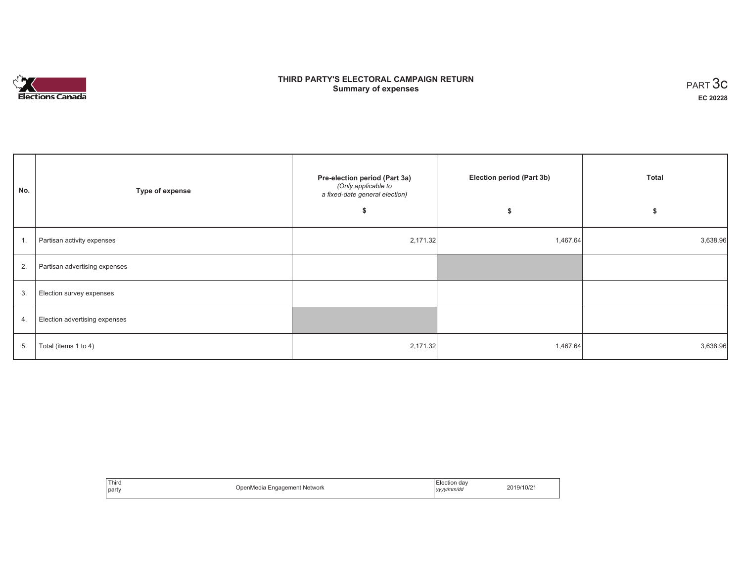# THIRD PARTY'S ELECTORAL CAMPAIGN RETURN
## Summary of expenses

PART 3c

**EC 20228**

| No. | Type of expense | Pre-election period (Part 3a) *(Only applicable to a fixed-date general election)* $ | Election period (Part 3b) $ | Total $ |
|---|---|---|---|---|
| 1. | Partisan activity expenses | 2,171.32 | 1,467.64 | 3,638.96 |
| 2. | Partisan advertising expenses | | | |
| 3. | Election survey expenses | | | |
| 4. | Election advertising expenses | | | |
| 5. | Total (items 1 to 4) | 2,171.32 | 1,467.64 | 3,638.96 |

| Third party | OpenMedia Engagement Network | Election day *yyyy/mm/dd* | 2019/10/21 |
|---|---|---|---|